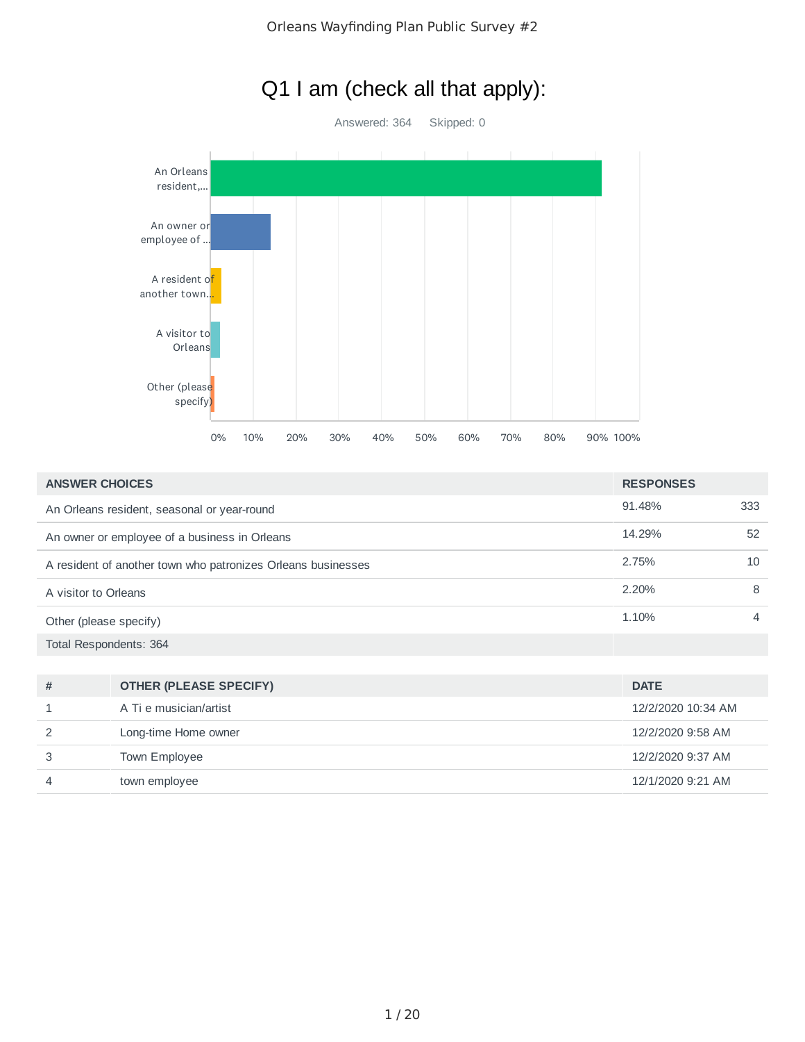# Q1 I am (check all that apply):

Answered: 364 Skipped: 0

| ANSWER CHOICES | RESPONSES | |
|---|---|---|
| An Orleans resident, seasonal or year-round | 91.48% | 333 |
| An owner or employee of a business in Orleans | 14.29% | 52 |
| A resident of another town who patronizes Orleans businesses | 2.75% | 10 |
| A visitor to Orleans | 2.20% | 8 |
| Other (please specify) | 1.10% | 4 |
| Total Respondents: 364 | | |

| # | OTHER (PLEASE SPECIFY) | DATE |
|---|---|---|
| 1 | A Ti e musician/artist | 12/2/2020 10:34 AM |
| 2 | Long-time Home owner | 12/2/2020 9:58 AM |
| 3 | Town Employee | 12/2/2020 9:37 AM |
| 4 | town employee | 12/1/2020 9:21 AM |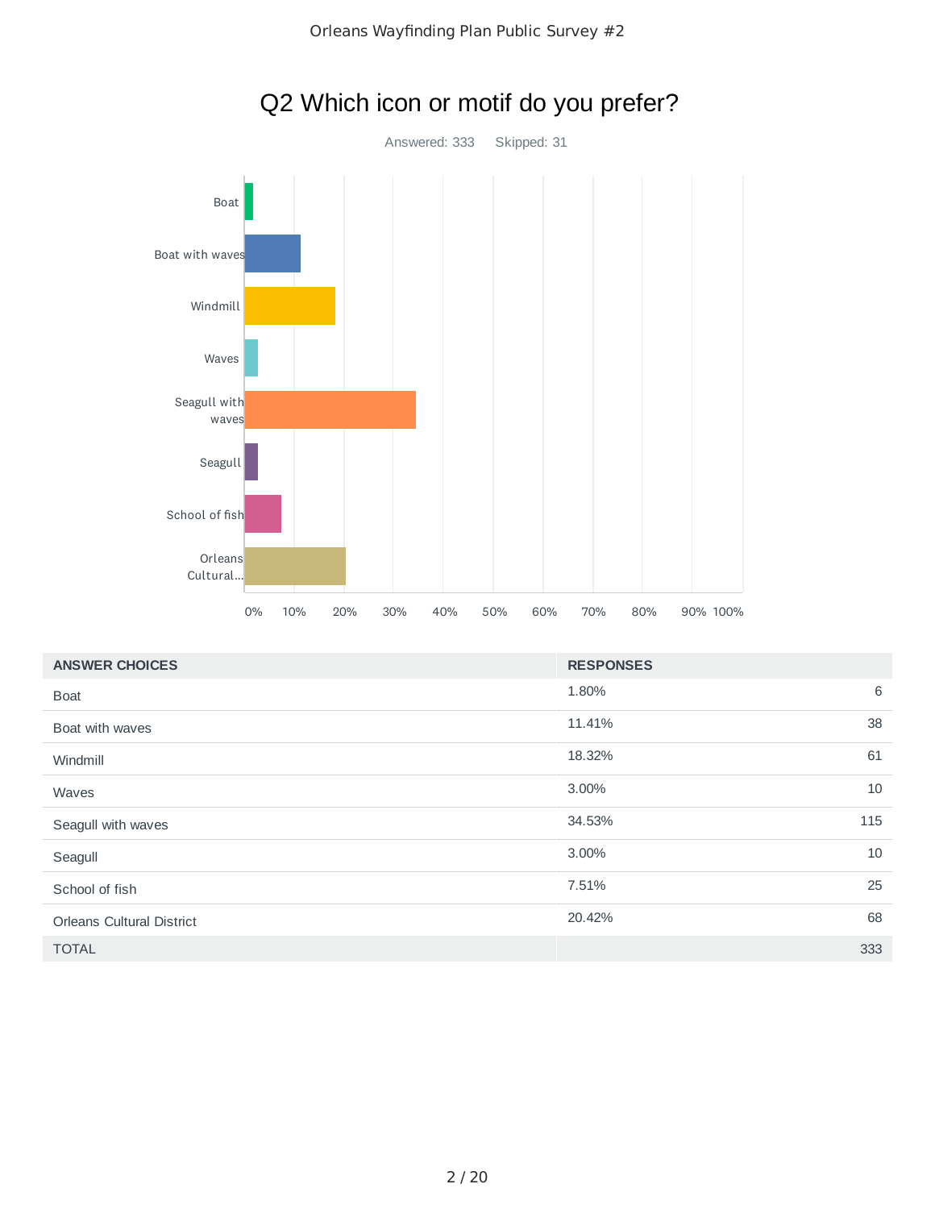# Q2 Which icon or motif do you prefer?

Answered: 333 Skipped: 31

| ANSWER CHOICES | RESPONSES | |
|---|---|---|
| Boat | 1.80% | 6 |
| Boat with waves | 11.41% | 38 |
| Windmill | 18.32% | 61 |
| Waves | 3.00% | 10 |
| Seagull with waves | 34.53% | 115 |
| Seagull | 3.00% | 10 |
| School of fish | 7.51% | 25 |
| Orleans Cultural District | 20.42% | 68 |
| TOTAL | | 333 |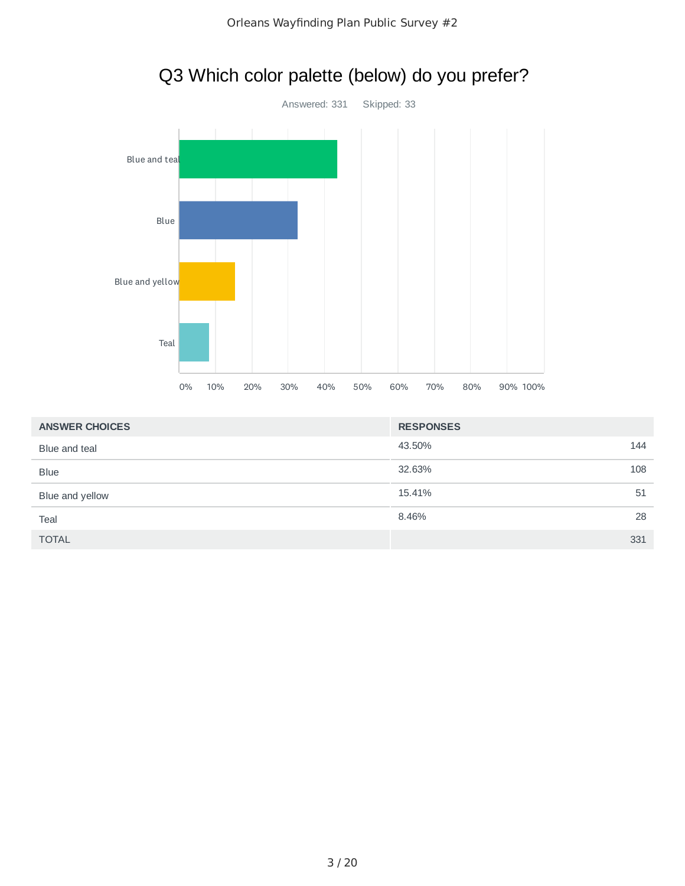# Q3 Which color palette (below) do you prefer?

Answered: 331 Skipped: 33

| ANSWER CHOICES | RESPONSES | |
|---|---|---|
| Blue and teal | 43.50% | 144 |
| Blue | 32.63% | 108 |
| Blue and yellow | 15.41% | 51 |
| Teal | 8.46% | 28 |
| TOTAL | | 331 |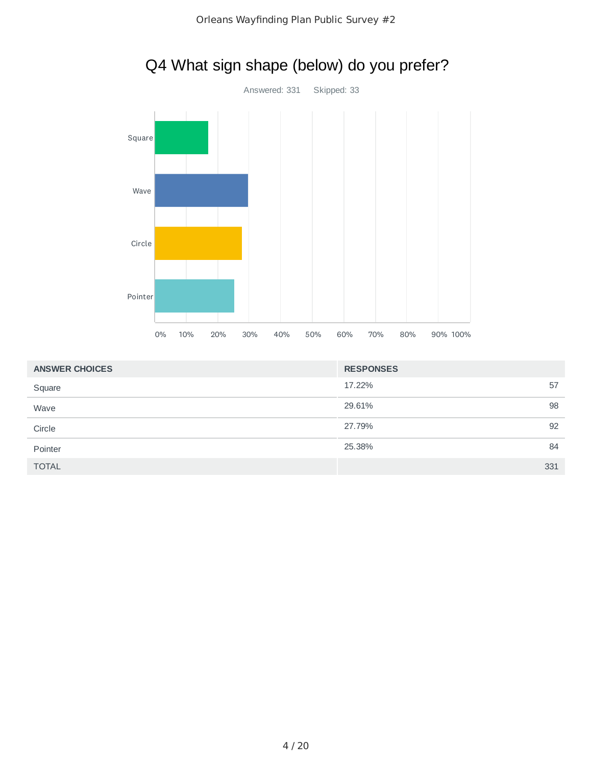# Q4 What sign shape (below) do you prefer?

Answered: 331 Skipped: 33

| ANSWER CHOICES | RESPONSES | |
|---|---|---|
| Square | 17.22% | 57 |
| Wave | 29.61% | 98 |
| Circle | 27.79% | 92 |
| Pointer | 25.38% | 84 |
| TOTAL | | 331 |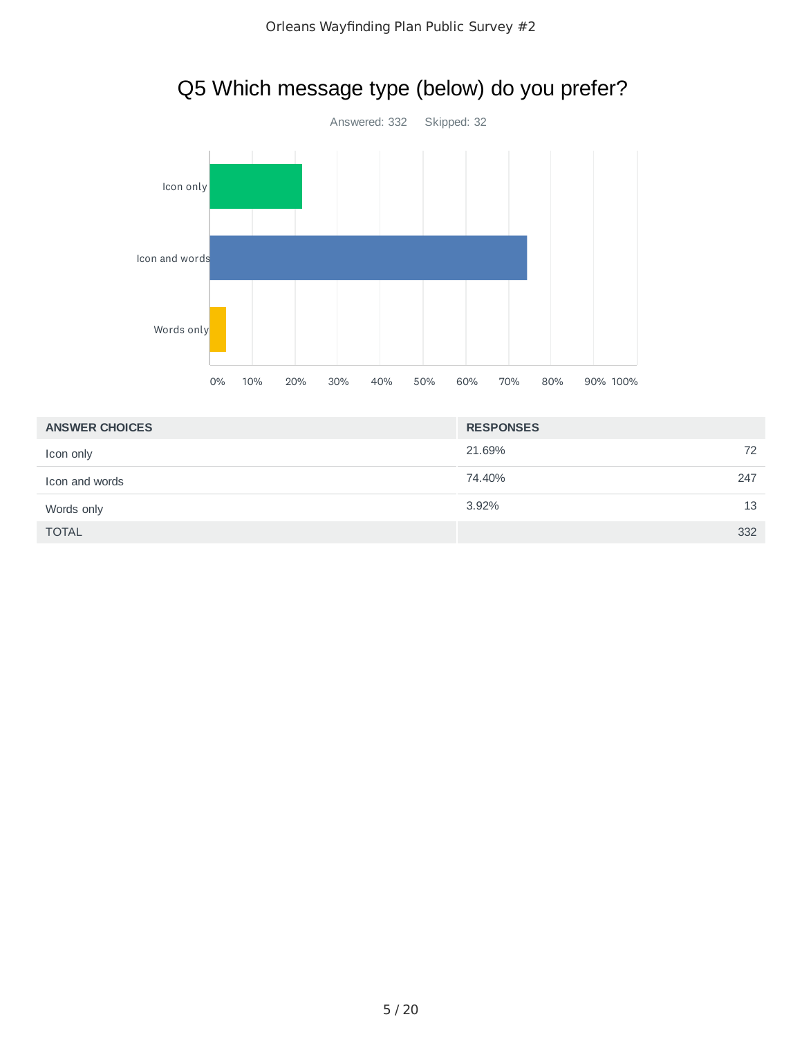## Q5 Which message type (below) do you prefer?

Answered: 332 Skipped: 32

| ANSWER CHOICES | RESPONSES | |
|---|---|---|
| Icon only | 21.69% | 72 |
| Icon and words | 74.40% | 247 |
| Words only | 3.92% | 13 |
| TOTAL | | 332 |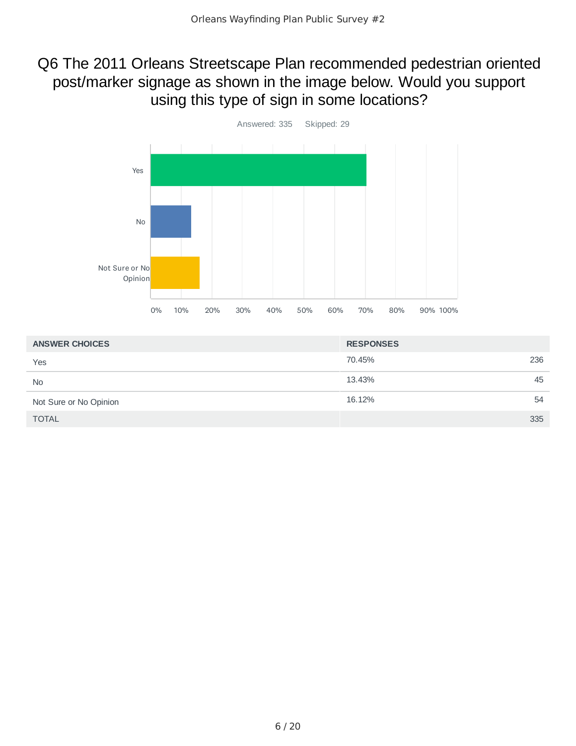## Q6 The 2011 Orleans Streetscape Plan recommended pedestrian oriented post/marker signage as shown in the image below. Would you support using this type of sign in some locations?

Answered: 335    Skipped: 29

| ANSWER CHOICES | RESPONSES | |
|---|---|---|
| Yes | 70.45% | 236 |
| No | 13.43% | 45 |
| Not Sure or No Opinion | 16.12% | 54 |
| TOTAL | | 335 |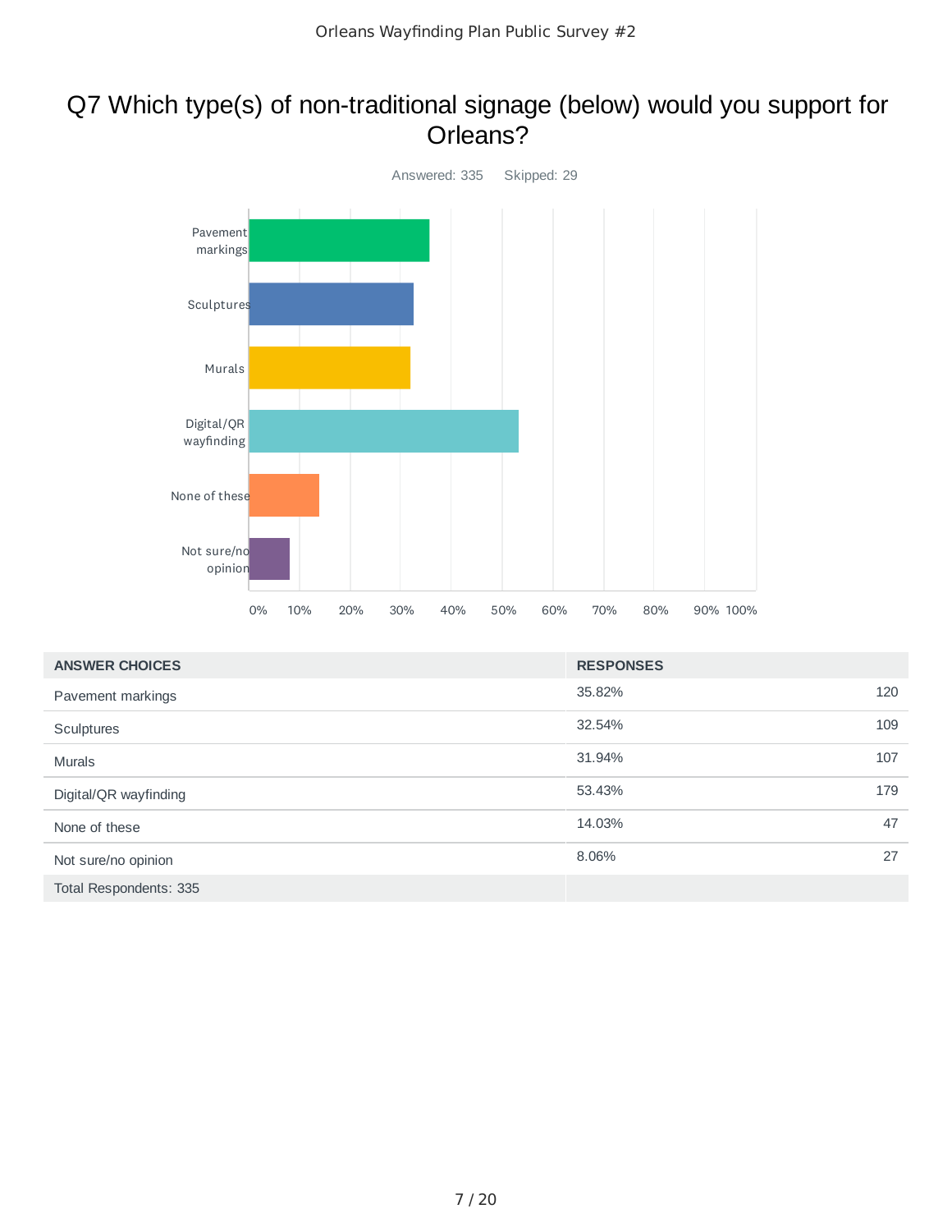# Q7 Which type(s) of non-traditional signage (below) would you support for Orleans?

Answered: 335 Skipped: 29

| ANSWER CHOICES | RESPONSES | |
|---|---|---|
| Pavement markings | 35.82% | 120 |
| Sculptures | 32.54% | 109 |
| Murals | 31.94% | 107 |
| Digital/QR wayfinding | 53.43% | 179 |
| None of these | 14.03% | 47 |
| Not sure/no opinion | 8.06% | 27 |
| Total Respondents: 335 | | |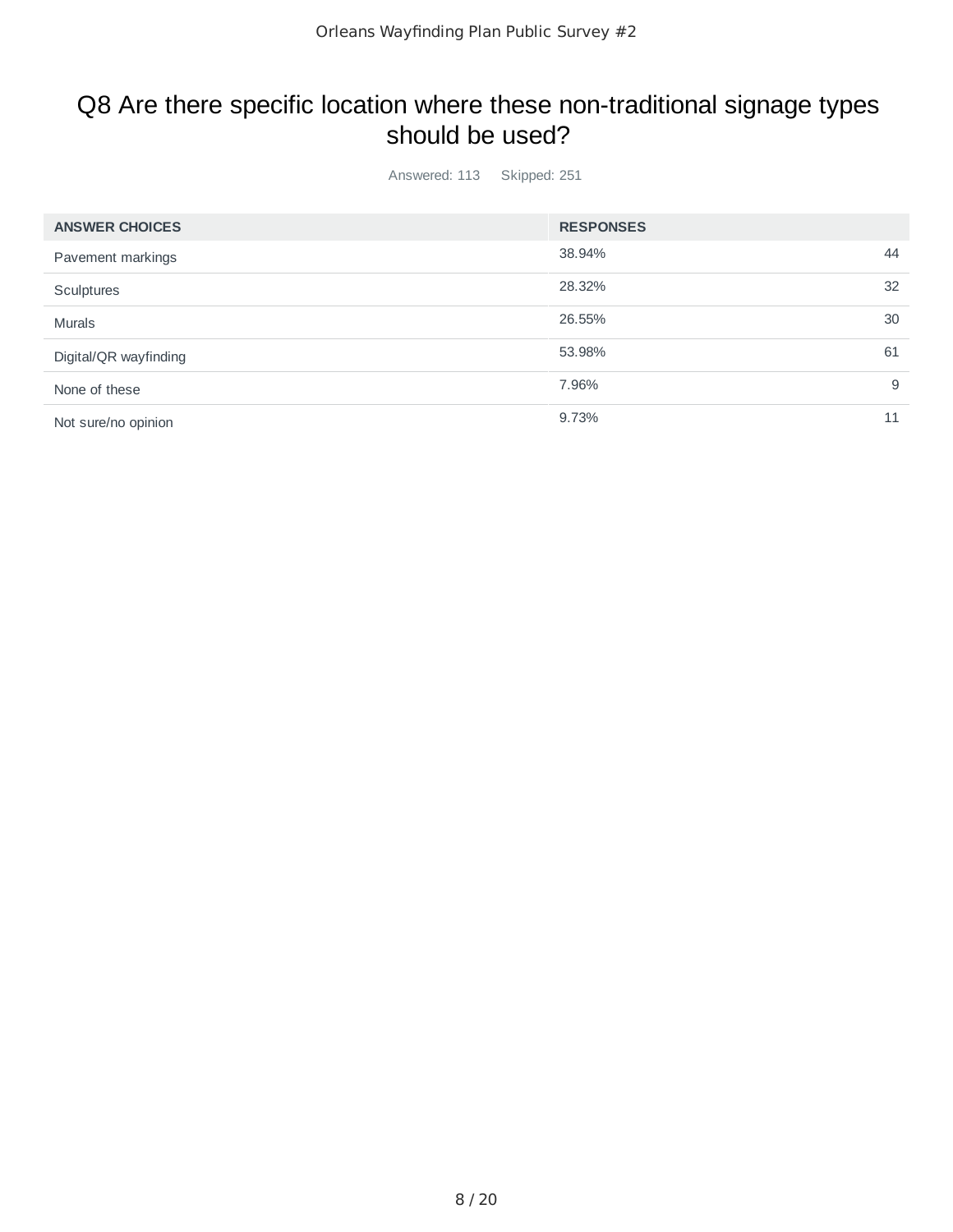# Q8 Are there specific location where these non-traditional signage types should be used?

Answered: 113 Skipped: 251

| ANSWER CHOICES | RESPONSES | |
|---|---|---|
| Pavement markings | 38.94% | 44 |
| Sculptures | 28.32% | 32 |
| Murals | 26.55% | 30 |
| Digital/QR wayfinding | 53.98% | 61 |
| None of these | 7.96% | 9 |
| Not sure/no opinion | 9.73% | 11 |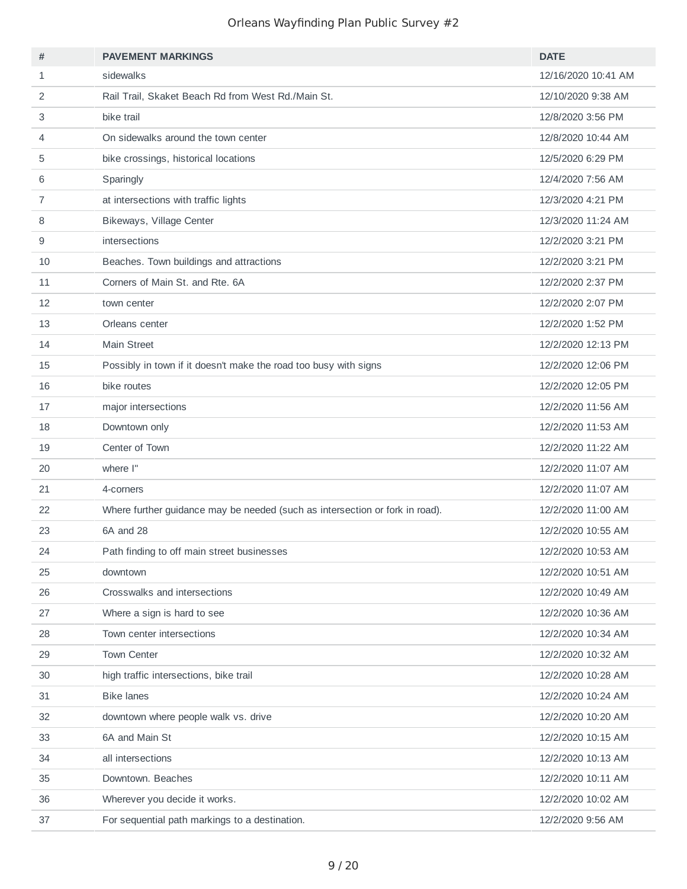| # | PAVEMENT MARKINGS | DATE |
|---|---|---|
| 1 | sidewalks | 12/16/2020 10:41 AM |
| 2 | Rail Trail, Skaket Beach Rd from West Rd./Main St. | 12/10/2020 9:38 AM |
| 3 | bike trail | 12/8/2020 3:56 PM |
| 4 | On sidewalks around the town center | 12/8/2020 10:44 AM |
| 5 | bike crossings, historical locations | 12/5/2020 6:29 PM |
| 6 | Sparingly | 12/4/2020 7:56 AM |
| 7 | at intersections with traffic lights | 12/3/2020 4:21 PM |
| 8 | Bikeways, Village Center | 12/3/2020 11:24 AM |
| 9 | intersections | 12/2/2020 3:21 PM |
| 10 | Beaches. Town buildings and attractions | 12/2/2020 3:21 PM |
| 11 | Corners of Main St. and Rte. 6A | 12/2/2020 2:37 PM |
| 12 | town center | 12/2/2020 2:07 PM |
| 13 | Orleans center | 12/2/2020 1:52 PM |
| 14 | Main Street | 12/2/2020 12:13 PM |
| 15 | Possibly in town if it doesn't make the road too busy with signs | 12/2/2020 12:06 PM |
| 16 | bike routes | 12/2/2020 12:05 PM |
| 17 | major intersections | 12/2/2020 11:56 AM |
| 18 | Downtown only | 12/2/2020 11:53 AM |
| 19 | Center of Town | 12/2/2020 11:22 AM |
| 20 | where I" | 12/2/2020 11:07 AM |
| 21 | 4-corners | 12/2/2020 11:07 AM |
| 22 | Where further guidance may be needed (such as intersection or fork in road). | 12/2/2020 11:00 AM |
| 23 | 6A and 28 | 12/2/2020 10:55 AM |
| 24 | Path finding to off main street businesses | 12/2/2020 10:53 AM |
| 25 | downtown | 12/2/2020 10:51 AM |
| 26 | Crosswalks and intersections | 12/2/2020 10:49 AM |
| 27 | Where a sign is hard to see | 12/2/2020 10:36 AM |
| 28 | Town center intersections | 12/2/2020 10:34 AM |
| 29 | Town Center | 12/2/2020 10:32 AM |
| 30 | high traffic intersections, bike trail | 12/2/2020 10:28 AM |
| 31 | Bike lanes | 12/2/2020 10:24 AM |
| 32 | downtown where people walk vs. drive | 12/2/2020 10:20 AM |
| 33 | 6A and Main St | 12/2/2020 10:15 AM |
| 34 | all intersections | 12/2/2020 10:13 AM |
| 35 | Downtown. Beaches | 12/2/2020 10:11 AM |
| 36 | Wherever you decide it works. | 12/2/2020 10:02 AM |
| 37 | For sequential path markings to a destination. | 12/2/2020 9:56 AM |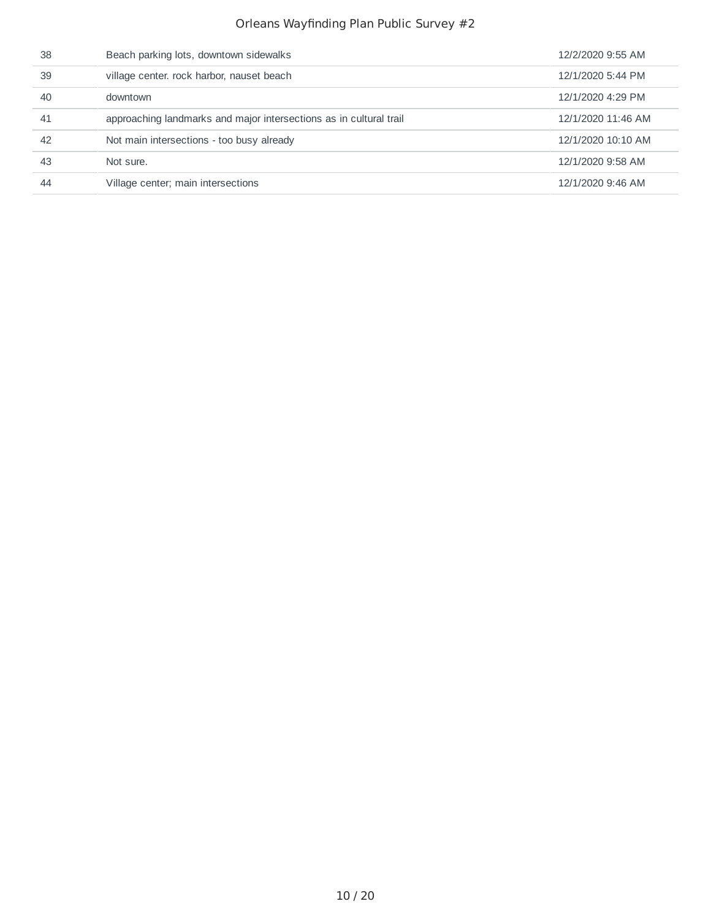| | | |
|---|---|---|
| 38 | Beach parking lots, downtown sidewalks | 12/2/2020 9:55 AM |
| 39 | village center. rock harbor, nauset beach | 12/1/2020 5:44 PM |
| 40 | downtown | 12/1/2020 4:29 PM |
| 41 | approaching landmarks and major intersections as in cultural trail | 12/1/2020 11:46 AM |
| 42 | Not main intersections - too busy already | 12/1/2020 10:10 AM |
| 43 | Not sure. | 12/1/2020 9:58 AM |
| 44 | Village center; main intersections | 12/1/2020 9:46 AM |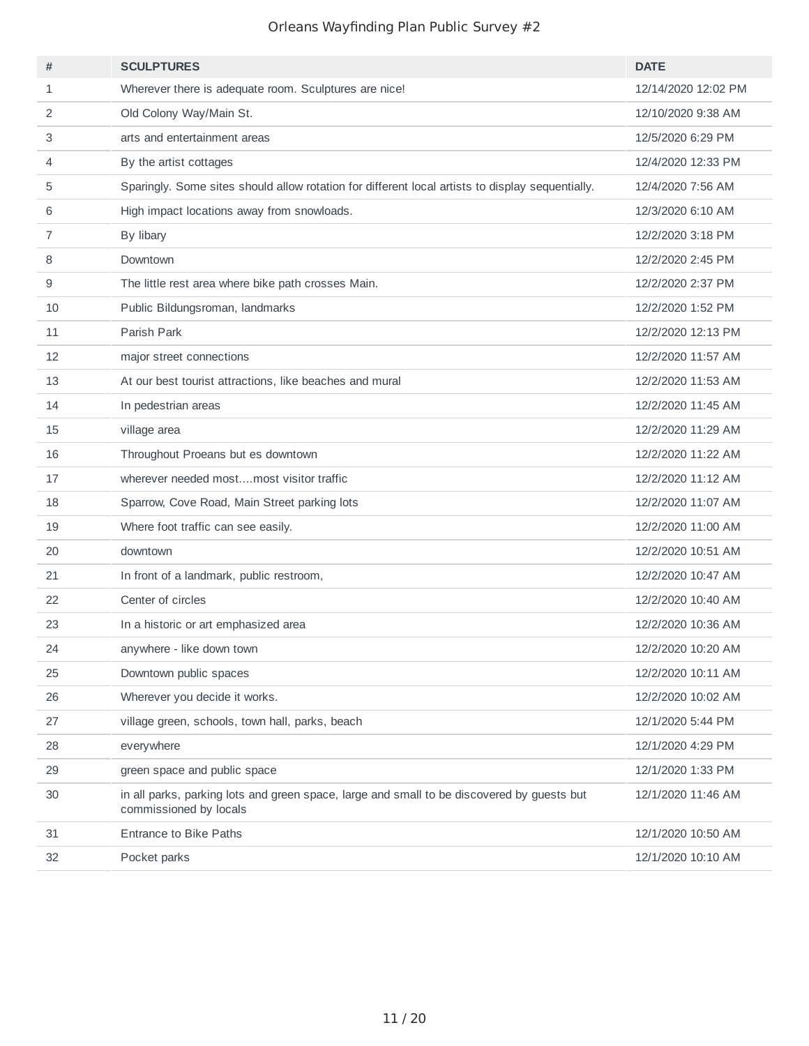| # | SCULPTURES | DATE |
|---|---|---|
| 1 | Wherever there is adequate room. Sculptures are nice! | 12/14/2020 12:02 PM |
| 2 | Old Colony Way/Main St. | 12/10/2020 9:38 AM |
| 3 | arts and entertainment areas | 12/5/2020 6:29 PM |
| 4 | By the artist cottages | 12/4/2020 12:33 PM |
| 5 | Sparingly. Some sites should allow rotation for different local artists to display sequentially. | 12/4/2020 7:56 AM |
| 6 | High impact locations away from snowloads. | 12/3/2020 6:10 AM |
| 7 | By libary | 12/2/2020 3:18 PM |
| 8 | Downtown | 12/2/2020 2:45 PM |
| 9 | The little rest area where bike path crosses Main. | 12/2/2020 2:37 PM |
| 10 | Public Bildungsroman, landmarks | 12/2/2020 1:52 PM |
| 11 | Parish Park | 12/2/2020 12:13 PM |
| 12 | major street connections | 12/2/2020 11:57 AM |
| 13 | At our best tourist attractions, like beaches and mural | 12/2/2020 11:53 AM |
| 14 | In pedestrian areas | 12/2/2020 11:45 AM |
| 15 | village area | 12/2/2020 11:29 AM |
| 16 | Throughout Proeans but es downtown | 12/2/2020 11:22 AM |
| 17 | wherever needed most....most visitor traffic | 12/2/2020 11:12 AM |
| 18 | Sparrow, Cove Road, Main Street parking lots | 12/2/2020 11:07 AM |
| 19 | Where foot traffic can see easily. | 12/2/2020 11:00 AM |
| 20 | downtown | 12/2/2020 10:51 AM |
| 21 | In front of a landmark, public restroom, | 12/2/2020 10:47 AM |
| 22 | Center of circles | 12/2/2020 10:40 AM |
| 23 | In a historic or art emphasized area | 12/2/2020 10:36 AM |
| 24 | anywhere - like down town | 12/2/2020 10:20 AM |
| 25 | Downtown public spaces | 12/2/2020 10:11 AM |
| 26 | Wherever you decide it works. | 12/2/2020 10:02 AM |
| 27 | village green, schools, town hall, parks, beach | 12/1/2020 5:44 PM |
| 28 | everywhere | 12/1/2020 4:29 PM |
| 29 | green space and public space | 12/1/2020 1:33 PM |
| 30 | in all parks, parking lots and green space, large and small to be discovered by guests but commissioned by locals | 12/1/2020 11:46 AM |
| 31 | Entrance to Bike Paths | 12/1/2020 10:50 AM |
| 32 | Pocket parks | 12/1/2020 10:10 AM |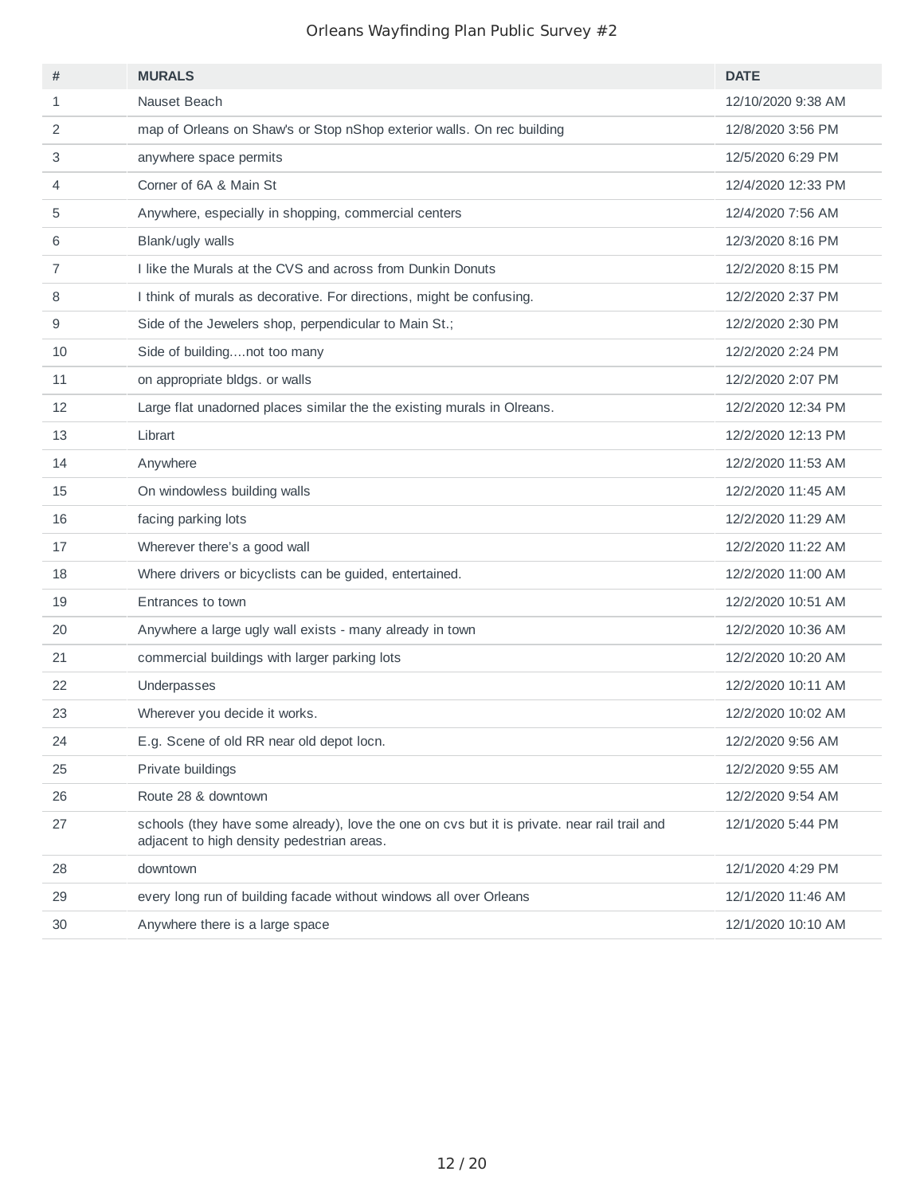| # | MURALS | DATE |
|---|---|---|
| 1 | Nauset Beach | 12/10/2020 9:38 AM |
| 2 | map of Orleans on Shaw's or Stop nShop exterior walls. On rec building | 12/8/2020 3:56 PM |
| 3 | anywhere space permits | 12/5/2020 6:29 PM |
| 4 | Corner of 6A & Main St | 12/4/2020 12:33 PM |
| 5 | Anywhere, especially in shopping, commercial centers | 12/4/2020 7:56 AM |
| 6 | Blank/ugly walls | 12/3/2020 8:16 PM |
| 7 | I like the Murals at the CVS and across from Dunkin Donuts | 12/2/2020 8:15 PM |
| 8 | I think of murals as decorative. For directions, might be confusing. | 12/2/2020 2:37 PM |
| 9 | Side of the Jewelers shop, perpendicular to Main St.; | 12/2/2020 2:30 PM |
| 10 | Side of building....not too many | 12/2/2020 2:24 PM |
| 11 | on appropriate bldgs. or walls | 12/2/2020 2:07 PM |
| 12 | Large flat unadorned places similar the the existing murals in Olreans. | 12/2/2020 12:34 PM |
| 13 | Librart | 12/2/2020 12:13 PM |
| 14 | Anywhere | 12/2/2020 11:53 AM |
| 15 | On windowless building walls | 12/2/2020 11:45 AM |
| 16 | facing parking lots | 12/2/2020 11:29 AM |
| 17 | Wherever there's a good wall | 12/2/2020 11:22 AM |
| 18 | Where drivers or bicyclists can be guided, entertained. | 12/2/2020 11:00 AM |
| 19 | Entrances to town | 12/2/2020 10:51 AM |
| 20 | Anywhere a large ugly wall exists - many already in town | 12/2/2020 10:36 AM |
| 21 | commercial buildings with larger parking lots | 12/2/2020 10:20 AM |
| 22 | Underpasses | 12/2/2020 10:11 AM |
| 23 | Wherever you decide it works. | 12/2/2020 10:02 AM |
| 24 | E.g. Scene of old RR near old depot locn. | 12/2/2020 9:56 AM |
| 25 | Private buildings | 12/2/2020 9:55 AM |
| 26 | Route 28 & downtown | 12/2/2020 9:54 AM |
| 27 | schools (they have some already), love the one on cvs but it is private. near rail trail and adjacent to high density pedestrian areas. | 12/1/2020 5:44 PM |
| 28 | downtown | 12/1/2020 4:29 PM |
| 29 | every long run of building facade without windows all over Orleans | 12/1/2020 11:46 AM |
| 30 | Anywhere there is a large space | 12/1/2020 10:10 AM |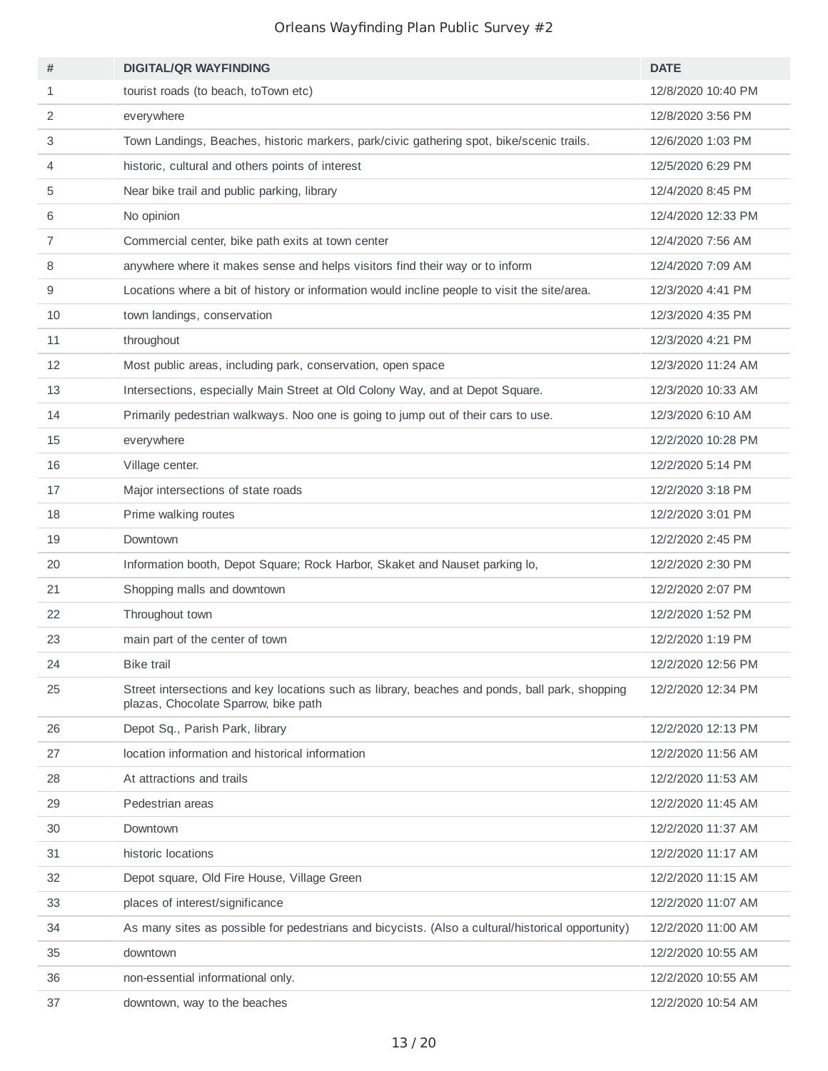Orleans Wayfinding Plan Public Survey #2

| # | DIGITAL/QR WAYFINDING | DATE |
|---|---|---|
| 1 | tourist roads (to beach, toTown etc) | 12/8/2020 10:40 PM |
| 2 | everywhere | 12/8/2020 3:56 PM |
| 3 | Town Landings, Beaches, historic markers, park/civic gathering spot, bike/scenic trails. | 12/6/2020 1:03 PM |
| 4 | historic, cultural and others points of interest | 12/5/2020 6:29 PM |
| 5 | Near bike trail and public parking, library | 12/4/2020 8:45 PM |
| 6 | No opinion | 12/4/2020 12:33 PM |
| 7 | Commercial center, bike path exits at town center | 12/4/2020 7:56 AM |
| 8 | anywhere where it makes sense and helps visitors find their way or to inform | 12/4/2020 7:09 AM |
| 9 | Locations where a bit of history or information would incline people to visit the site/area. | 12/3/2020 4:41 PM |
| 10 | town landings, conservation | 12/3/2020 4:35 PM |
| 11 | throughout | 12/3/2020 4:21 PM |
| 12 | Most public areas, including park, conservation, open space | 12/3/2020 11:24 AM |
| 13 | Intersections, especially Main Street at Old Colony Way, and at Depot Square. | 12/3/2020 10:33 AM |
| 14 | Primarily pedestrian walkways. Noo one is going to jump out of their cars to use. | 12/3/2020 6:10 AM |
| 15 | everywhere | 12/2/2020 10:28 PM |
| 16 | Village center. | 12/2/2020 5:14 PM |
| 17 | Major intersections of state roads | 12/2/2020 3:18 PM |
| 18 | Prime walking routes | 12/2/2020 3:01 PM |
| 19 | Downtown | 12/2/2020 2:45 PM |
| 20 | Information booth, Depot Square; Rock Harbor, Skaket and Nauset parking lo, | 12/2/2020 2:30 PM |
| 21 | Shopping malls and downtown | 12/2/2020 2:07 PM |
| 22 | Throughout town | 12/2/2020 1:52 PM |
| 23 | main part of the center of town | 12/2/2020 1:19 PM |
| 24 | Bike trail | 12/2/2020 12:56 PM |
| 25 | Street intersections and key locations such as library, beaches and ponds, ball park, shopping plazas, Chocolate Sparrow, bike path | 12/2/2020 12:34 PM |
| 26 | Depot Sq., Parish Park, library | 12/2/2020 12:13 PM |
| 27 | location information and historical information | 12/2/2020 11:56 AM |
| 28 | At attractions and trails | 12/2/2020 11:53 AM |
| 29 | Pedestrian areas | 12/2/2020 11:45 AM |
| 30 | Downtown | 12/2/2020 11:37 AM |
| 31 | historic locations | 12/2/2020 11:17 AM |
| 32 | Depot square, Old Fire House, Village Green | 12/2/2020 11:15 AM |
| 33 | places of interest/significance | 12/2/2020 11:07 AM |
| 34 | As many sites as possible for pedestrians and bicycists. (Also a cultural/historical opportunity) | 12/2/2020 11:00 AM |
| 35 | downtown | 12/2/2020 10:55 AM |
| 36 | non-essential informational only. | 12/2/2020 10:55 AM |
| 37 | downtown, way to the beaches | 12/2/2020 10:54 AM |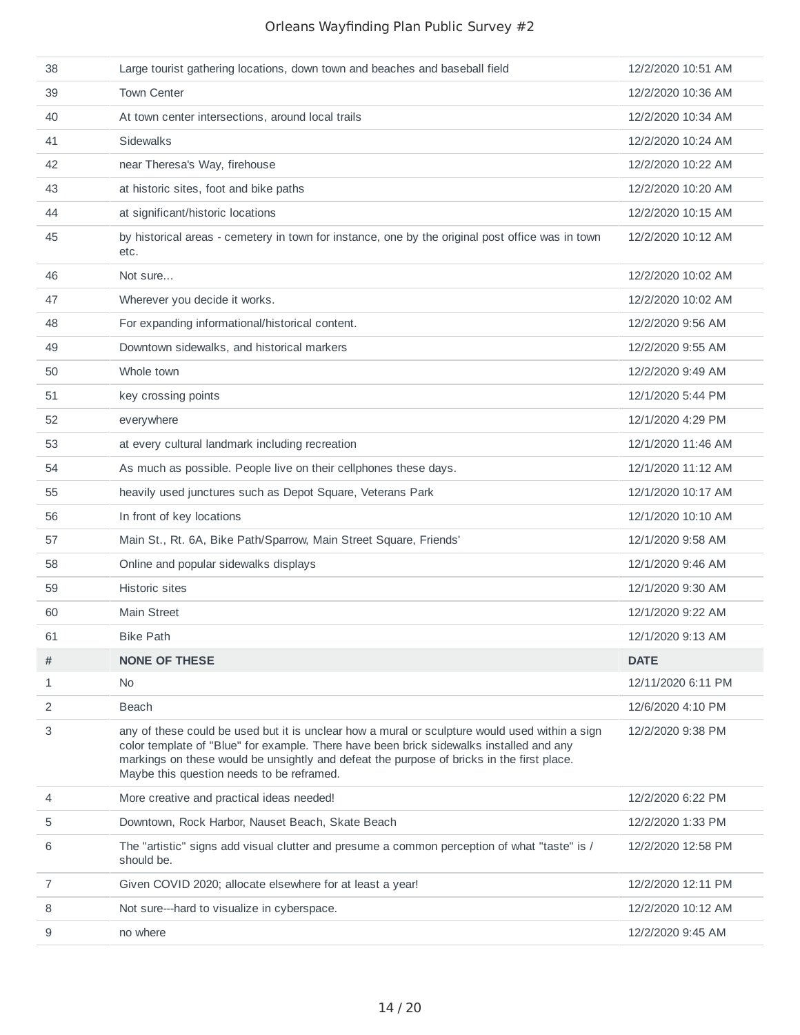| | | |
|---|---|---|
| 38 | Large tourist gathering locations, down town and beaches and baseball field | 12/2/2020 10:51 AM |
| 39 | Town Center | 12/2/2020 10:36 AM |
| 40 | At town center intersections, around local trails | 12/2/2020 10:34 AM |
| 41 | Sidewalks | 12/2/2020 10:24 AM |
| 42 | near Theresa's Way, firehouse | 12/2/2020 10:22 AM |
| 43 | at historic sites, foot and bike paths | 12/2/2020 10:20 AM |
| 44 | at significant/historic locations | 12/2/2020 10:15 AM |
| 45 | by historical areas - cemetery in town for instance, one by the original post office was in town etc. | 12/2/2020 10:12 AM |
| 46 | Not sure... | 12/2/2020 10:02 AM |
| 47 | Wherever you decide it works. | 12/2/2020 10:02 AM |
| 48 | For expanding informational/historical content. | 12/2/2020 9:56 AM |
| 49 | Downtown sidewalks, and historical markers | 12/2/2020 9:55 AM |
| 50 | Whole town | 12/2/2020 9:49 AM |
| 51 | key crossing points | 12/1/2020 5:44 PM |
| 52 | everywhere | 12/1/2020 4:29 PM |
| 53 | at every cultural landmark including recreation | 12/1/2020 11:46 AM |
| 54 | As much as possible. People live on their cellphones these days. | 12/1/2020 11:12 AM |
| 55 | heavily used junctures such as Depot Square, Veterans Park | 12/1/2020 10:17 AM |
| 56 | In front of key locations | 12/1/2020 10:10 AM |
| 57 | Main St., Rt. 6A, Bike Path/Sparrow, Main Street Square, Friends' | 12/1/2020 9:58 AM |
| 58 | Online and popular sidewalks displays | 12/1/2020 9:46 AM |
| 59 | Historic sites | 12/1/2020 9:30 AM |
| 60 | Main Street | 12/1/2020 9:22 AM |
| 61 | Bike Path | 12/1/2020 9:13 AM |

| # | NONE OF THESE | DATE |
|---|---|---|
| 1 | No | 12/11/2020 6:11 PM |
| 2 | Beach | 12/6/2020 4:10 PM |
| 3 | any of these could be used but it is unclear how a mural or sculpture would used within a sign color template of "Blue" for example. There have been brick sidewalks installed and any markings on these would be unsightly and defeat the purpose of bricks in the first place. Maybe this question needs to be reframed. | 12/2/2020 9:38 PM |
| 4 | More creative and practical ideas needed! | 12/2/2020 6:22 PM |
| 5 | Downtown, Rock Harbor, Nauset Beach, Skate Beach | 12/2/2020 1:33 PM |
| 6 | The "artistic" signs add visual clutter and presume a common perception of what "taste" is / should be. | 12/2/2020 12:58 PM |
| 7 | Given COVID 2020; allocate elsewhere for at least a year! | 12/2/2020 12:11 PM |
| 8 | Not sure---hard to visualize in cyberspace. | 12/2/2020 10:12 AM |
| 9 | no where | 12/2/2020 9:45 AM |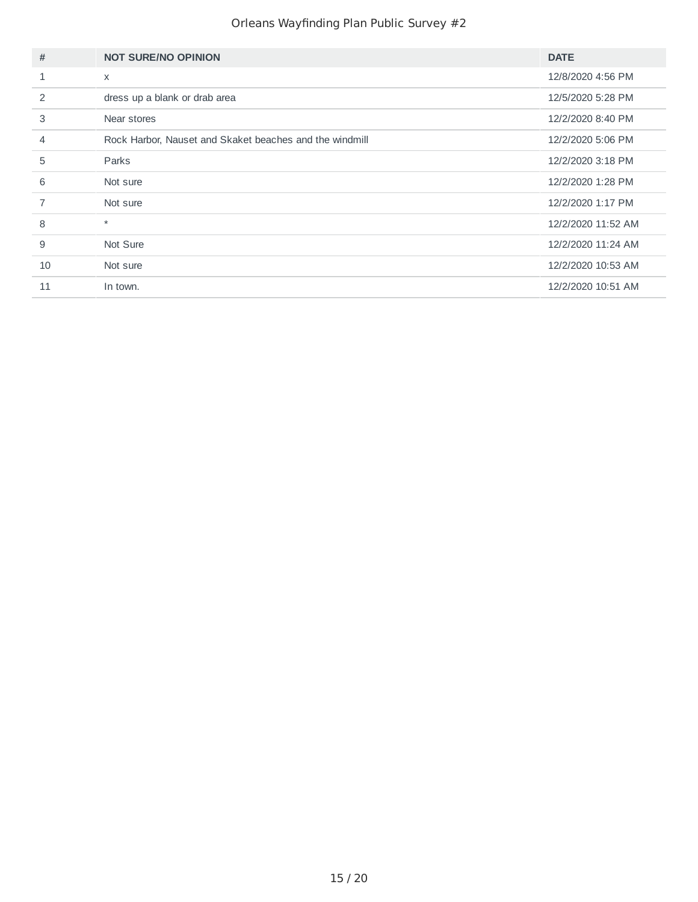| # | NOT SURE/NO OPINION | DATE |
|---|---|---|
| 1 | x | 12/8/2020 4:56 PM |
| 2 | dress up a blank or drab area | 12/5/2020 5:28 PM |
| 3 | Near stores | 12/2/2020 8:40 PM |
| 4 | Rock Harbor, Nauset and Skaket beaches and the windmill | 12/2/2020 5:06 PM |
| 5 | Parks | 12/2/2020 3:18 PM |
| 6 | Not sure | 12/2/2020 1:28 PM |
| 7 | Not sure | 12/2/2020 1:17 PM |
| 8 | * | 12/2/2020 11:52 AM |
| 9 | Not Sure | 12/2/2020 11:24 AM |
| 10 | Not sure | 12/2/2020 10:53 AM |
| 11 | In town. | 12/2/2020 10:51 AM |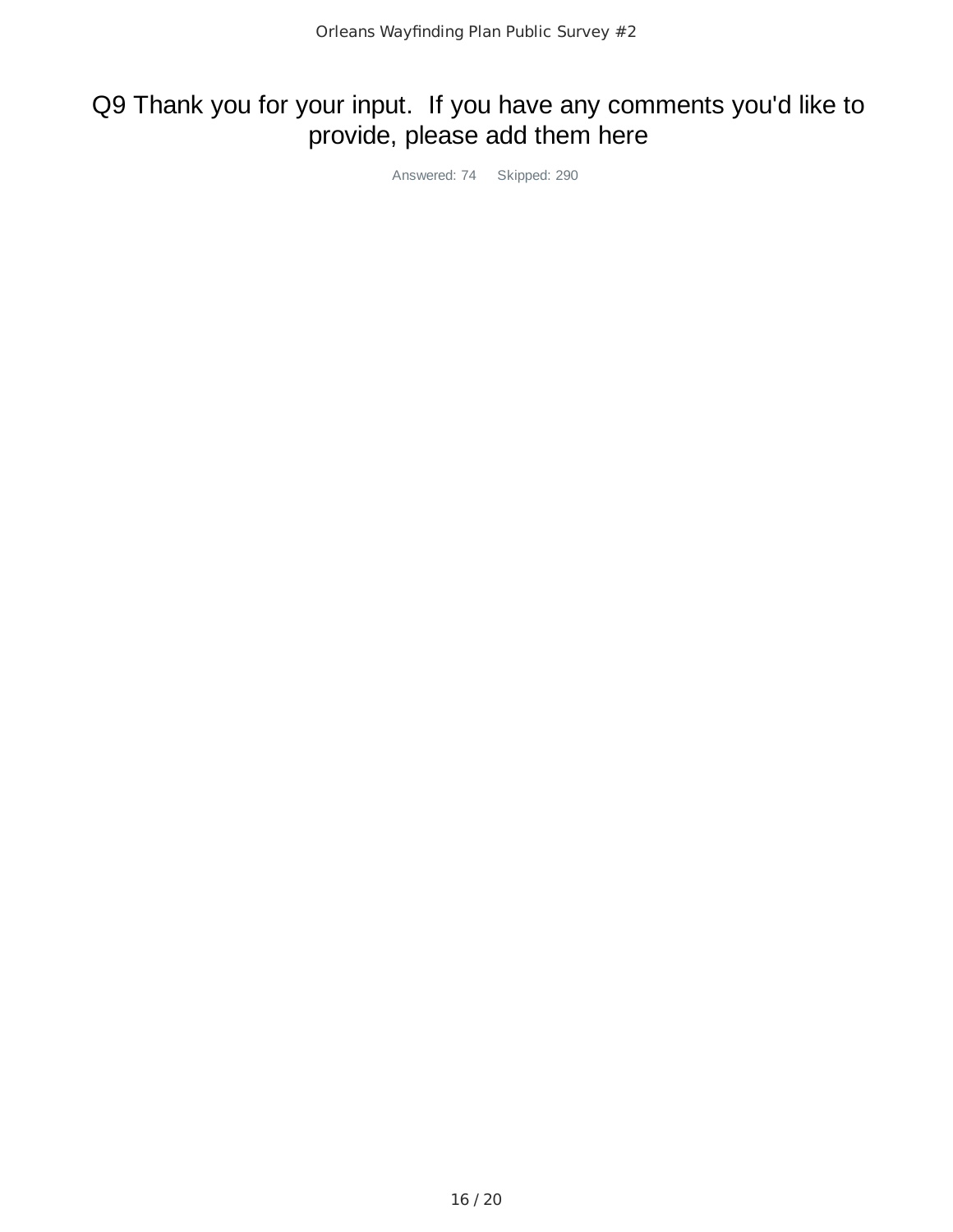# Q9 Thank you for your input. If you have any comments you'd like to provide, please add them here

Answered: 74 Skipped: 290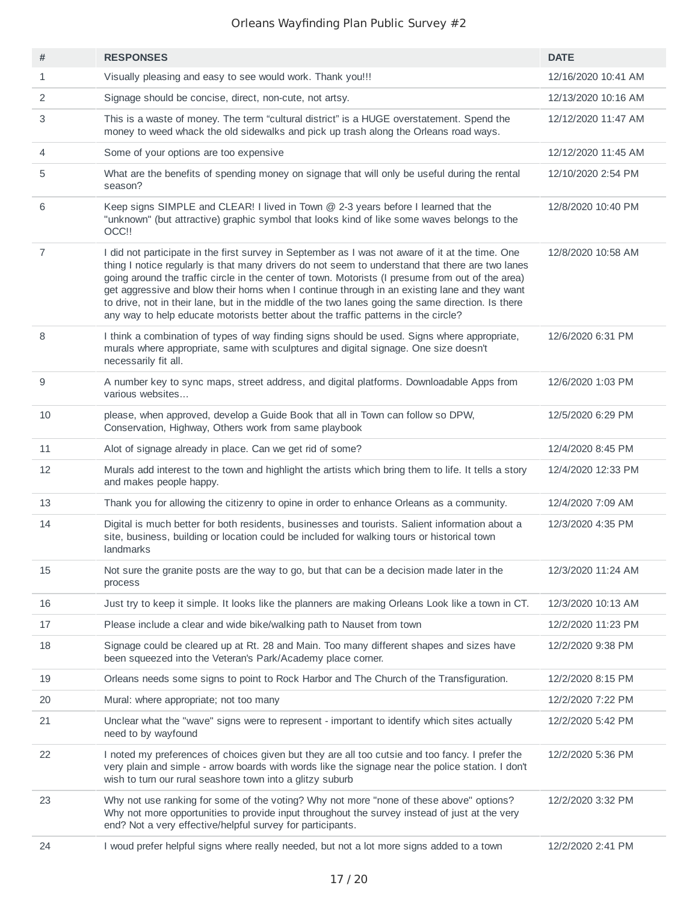# Orleans Wayfinding Plan Public Survey #2

| # | RESPONSES | DATE |
|---|---|---|
| 1 | Visually pleasing and easy to see would work. Thank you!!! | 12/16/2020 10:41 AM |
| 2 | Signage should be concise, direct, non-cute, not artsy. | 12/13/2020 10:16 AM |
| 3 | This is a waste of money. The term "cultural district" is a HUGE overstatement. Spend the money to weed whack the old sidewalks and pick up trash along the Orleans road ways. | 12/12/2020 11:47 AM |
| 4 | Some of your options are too expensive | 12/12/2020 11:45 AM |
| 5 | What are the benefits of spending money on signage that will only be useful during the rental season? | 12/10/2020 2:54 PM |
| 6 | Keep signs SIMPLE and CLEAR! I lived in Town @ 2-3 years before I learned that the "unknown" (but attractive) graphic symbol that looks kind of like some waves belongs to the OCC!! | 12/8/2020 10:40 PM |
| 7 | I did not participate in the first survey in September as I was not aware of it at the time. One thing I notice regularly is that many drivers do not seem to understand that there are two lanes going around the traffic circle in the center of town. Motorists (I presume from out of the area) get aggressive and blow their horns when I continue through in an existing lane and they want to drive, not in their lane, but in the middle of the two lanes going the same direction. Is there any way to help educate motorists better about the traffic patterns in the circle? | 12/8/2020 10:58 AM |
| 8 | I think a combination of types of way finding signs should be used. Signs where appropriate, murals where appropriate, same with sculptures and digital signage. One size doesn't necessarily fit all. | 12/6/2020 6:31 PM |
| 9 | A number key to sync maps, street address, and digital platforms. Downloadable Apps from various websites... | 12/6/2020 1:03 PM |
| 10 | please, when approved, develop a Guide Book that all in Town can follow so DPW, Conservation, Highway, Others work from same playbook | 12/5/2020 6:29 PM |
| 11 | Alot of signage already in place. Can we get rid of some? | 12/4/2020 8:45 PM |
| 12 | Murals add interest to the town and highlight the artists which bring them to life. It tells a story and makes people happy. | 12/4/2020 12:33 PM |
| 13 | Thank you for allowing the citizenry to opine in order to enhance Orleans as a community. | 12/4/2020 7:09 AM |
| 14 | Digital is much better for both residents, businesses and tourists. Salient information about a site, business, building or location could be included for walking tours or historical town landmarks | 12/3/2020 4:35 PM |
| 15 | Not sure the granite posts are the way to go, but that can be a decision made later in the process | 12/3/2020 11:24 AM |
| 16 | Just try to keep it simple. It looks like the planners are making Orleans Look like a town in CT. | 12/3/2020 10:13 AM |
| 17 | Please include a clear and wide bike/walking path to Nauset from town | 12/2/2020 11:23 PM |
| 18 | Signage could be cleared up at Rt. 28 and Main. Too many different shapes and sizes have been squeezed into the Veteran's Park/Academy place corner. | 12/2/2020 9:38 PM |
| 19 | Orleans needs some signs to point to Rock Harbor and The Church of the Transfiguration. | 12/2/2020 8:15 PM |
| 20 | Mural: where appropriate; not too many | 12/2/2020 7:22 PM |
| 21 | Unclear what the "wave" signs were to represent - important to identify which sites actually need to by wayfound | 12/2/2020 5:42 PM |
| 22 | I noted my preferences of choices given but they are all too cutsie and too fancy. I prefer the very plain and simple - arrow boards with words like the signage near the police station. I don't wish to turn our rural seashore town into a glitzy suburb | 12/2/2020 5:36 PM |
| 23 | Why not use ranking for some of the voting? Why not more "none of these above" options? Why not more opportunities to provide input throughout the survey instead of just at the very end? Not a very effective/helpful survey for participants. | 12/2/2020 3:32 PM |
| 24 | I woud prefer helpful signs where really needed, but not a lot more signs added to a town | 12/2/2020 2:41 PM |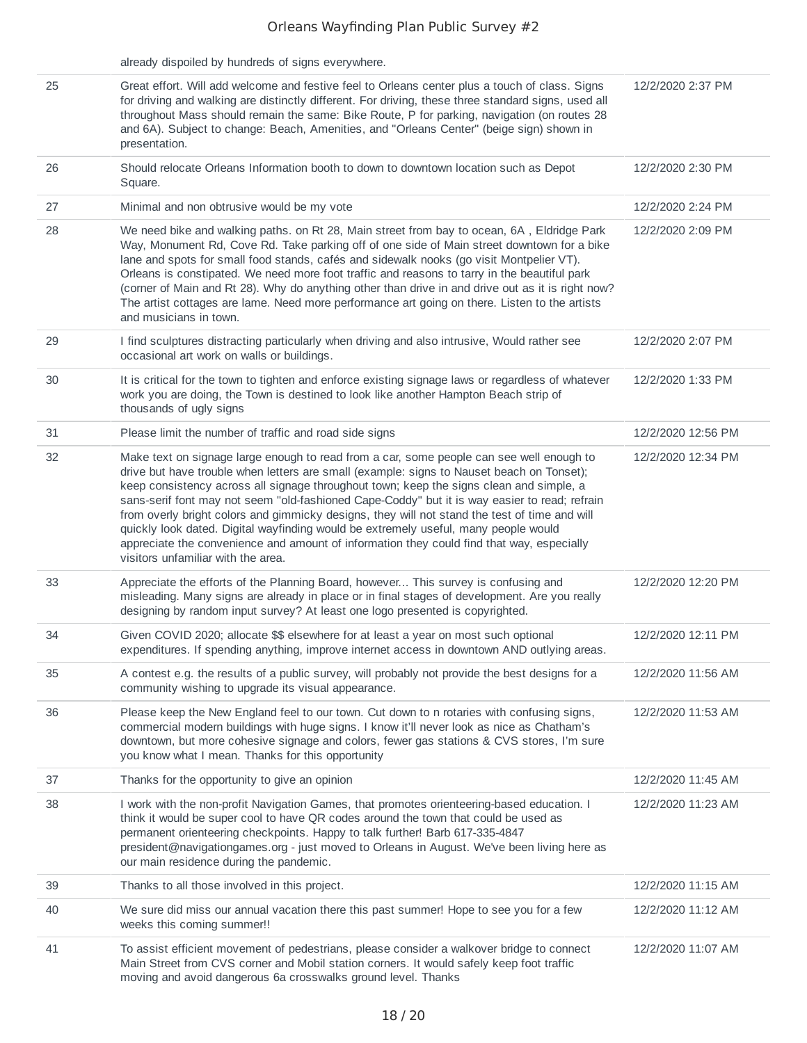| | already dispoiled by hundreds of signs everywhere. | |
|---|---|---|
| 25 | Great effort. Will add welcome and festive feel to Orleans center plus a touch of class. Signs for driving and walking are distinctly different. For driving, these three standard signs, used all throughout Mass should remain the same: Bike Route, P for parking, navigation (on routes 28 and 6A). Subject to change: Beach, Amenities, and "Orleans Center" (beige sign) shown in presentation. | 12/2/2020 2:37 PM |
| 26 | Should relocate Orleans Information booth to down to downtown location such as Depot Square. | 12/2/2020 2:30 PM |
| 27 | Minimal and non obtrusive would be my vote | 12/2/2020 2:24 PM |
| 28 | We need bike and walking paths. on Rt 28, Main street from bay to ocean, 6A , Eldridge Park Way, Monument Rd, Cove Rd. Take parking off of one side of Main street downtown for a bike lane and spots for small food stands, cafés and sidewalk nooks (go visit Montpelier VT). Orleans is constipated. We need more foot traffic and reasons to tarry in the beautiful park (corner of Main and Rt 28). Why do anything other than drive in and drive out as it is right now? The artist cottages are lame. Need more performance art going on there. Listen to the artists and musicians in town. | 12/2/2020 2:09 PM |
| 29 | I find sculptures distracting particularly when driving and also intrusive, Would rather see occasional art work on walls or buildings. | 12/2/2020 2:07 PM |
| 30 | It is critical for the town to tighten and enforce existing signage laws or regardless of whatever work you are doing, the Town is destined to look like another Hampton Beach strip of thousands of ugly signs | 12/2/2020 1:33 PM |
| 31 | Please limit the number of traffic and road side signs | 12/2/2020 12:56 PM |
| 32 | Make text on signage large enough to read from a car, some people can see well enough to drive but have trouble when letters are small (example: signs to Nauset beach on Tonset); keep consistency across all signage throughout town; keep the signs clean and simple, a sans-serif font may not seem "old-fashioned Cape-Coddy" but it is way easier to read; refrain from overly bright colors and gimmicky designs, they will not stand the test of time and will quickly look dated. Digital wayfinding would be extremely useful, many people would appreciate the convenience and amount of information they could find that way, especially visitors unfamiliar with the area. | 12/2/2020 12:34 PM |
| 33 | Appreciate the efforts of the Planning Board, however... This survey is confusing and misleading. Many signs are already in place or in final stages of development. Are you really designing by random input survey? At least one logo presented is copyrighted. | 12/2/2020 12:20 PM |
| 34 | Given COVID 2020; allocate $$ elsewhere for at least a year on most such optional expenditures. If spending anything, improve internet access in downtown AND outlying areas. | 12/2/2020 12:11 PM |
| 35 | A contest e.g. the results of a public survey, will probably not provide the best designs for a community wishing to upgrade its visual appearance. | 12/2/2020 11:56 AM |
| 36 | Please keep the New England feel to our town. Cut down to n rotaries with confusing signs, commercial modern buildings with huge signs. I know it'll never look as nice as Chatham's downtown, but more cohesive signage and colors, fewer gas stations & CVS stores, I'm sure you know what I mean. Thanks for this opportunity | 12/2/2020 11:53 AM |
| 37 | Thanks for the opportunity to give an opinion | 12/2/2020 11:45 AM |
| 38 | I work with the non-profit Navigation Games, that promotes orienteering-based education. I think it would be super cool to have QR codes around the town that could be used as permanent orienteering checkpoints. Happy to talk further! Barb 617-335-4847 president@navigationgames.org - just moved to Orleans in August. We've been living here as our main residence during the pandemic. | 12/2/2020 11:23 AM |
| 39 | Thanks to all those involved in this project. | 12/2/2020 11:15 AM |
| 40 | We sure did miss our annual vacation there this past summer! Hope to see you for a few weeks this coming summer!! | 12/2/2020 11:12 AM |
| 41 | To assist efficient movement of pedestrians, please consider a walkover bridge to connect Main Street from CVS corner and Mobil station corners. It would safely keep foot traffic moving and avoid dangerous 6a crosswalks ground level. Thanks | 12/2/2020 11:07 AM |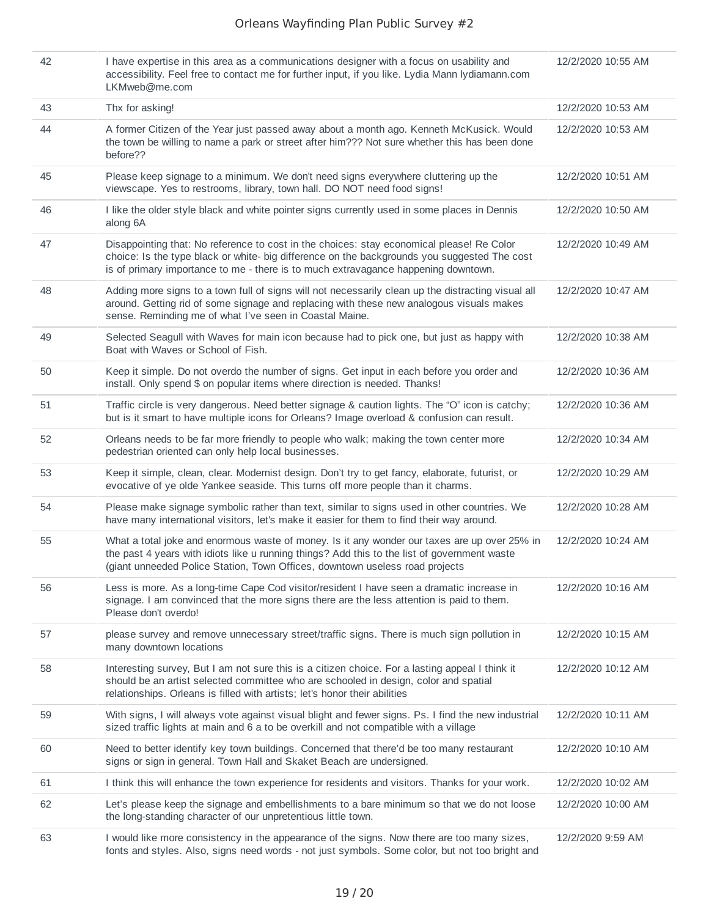| | | |
|---|---|---|
| 42 | I have expertise in this area as a communications designer with a focus on usability and accessibility. Feel free to contact me for further input, if you like. Lydia Mann lydiamann.com LKMweb@me.com | 12/2/2020 10:55 AM |
| 43 | Thx for asking! | 12/2/2020 10:53 AM |
| 44 | A former Citizen of the Year just passed away about a month ago. Kenneth McKusick. Would the town be willing to name a park or street after him??? Not sure whether this has been done before?? | 12/2/2020 10:53 AM |
| 45 | Please keep signage to a minimum. We don't need signs everywhere cluttering up the viewscape. Yes to restrooms, library, town hall. DO NOT need food signs! | 12/2/2020 10:51 AM |
| 46 | I like the older style black and white pointer signs currently used in some places in Dennis along 6A | 12/2/2020 10:50 AM |
| 47 | Disappointing that: No reference to cost in the choices: stay economical please! Re Color choice: Is the type black or white- big difference on the backgrounds you suggested The cost is of primary importance to me - there is to much extravagance happening downtown. | 12/2/2020 10:49 AM |
| 48 | Adding more signs to a town full of signs will not necessarily clean up the distracting visual all around. Getting rid of some signage and replacing with these new analogous visuals makes sense. Reminding me of what I've seen in Coastal Maine. | 12/2/2020 10:47 AM |
| 49 | Selected Seagull with Waves for main icon because had to pick one, but just as happy with Boat with Waves or School of Fish. | 12/2/2020 10:38 AM |
| 50 | Keep it simple. Do not overdo the number of signs. Get input in each before you order and install. Only spend $ on popular items where direction is needed. Thanks! | 12/2/2020 10:36 AM |
| 51 | Traffic circle is very dangerous. Need better signage & caution lights. The "O" icon is catchy; but is it smart to have multiple icons for Orleans? Image overload & confusion can result. | 12/2/2020 10:36 AM |
| 52 | Orleans needs to be far more friendly to people who walk; making the town center more pedestrian oriented can only help local businesses. | 12/2/2020 10:34 AM |
| 53 | Keep it simple, clean, clear. Modernist design. Don't try to get fancy, elaborate, futurist, or evocative of ye olde Yankee seaside. This turns off more people than it charms. | 12/2/2020 10:29 AM |
| 54 | Please make signage symbolic rather than text, similar to signs used in other countries. We have many international visitors, let's make it easier for them to find their way around. | 12/2/2020 10:28 AM |
| 55 | What a total joke and enormous waste of money. Is it any wonder our taxes are up over 25% in the past 4 years with idiots like u running things? Add this to the list of government waste (giant unneeded Police Station, Town Offices, downtown useless road projects | 12/2/2020 10:24 AM |
| 56 | Less is more. As a long-time Cape Cod visitor/resident I have seen a dramatic increase in signage. I am convinced that the more signs there are the less attention is paid to them. Please don't overdo! | 12/2/2020 10:16 AM |
| 57 | please survey and remove unnecessary street/traffic signs. There is much sign pollution in many downtown locations | 12/2/2020 10:15 AM |
| 58 | Interesting survey, But I am not sure this is a citizen choice. For a lasting appeal I think it should be an artist selected committee who are schooled in design, color and spatial relationships. Orleans is filled with artists; let's honor their abilities | 12/2/2020 10:12 AM |
| 59 | With signs, I will always vote against visual blight and fewer signs. Ps. I find the new industrial sized traffic lights at main and 6 a to be overkill and not compatible with a village | 12/2/2020 10:11 AM |
| 60 | Need to better identify key town buildings. Concerned that there'd be too many restaurant signs or sign in general. Town Hall and Skaket Beach are undersigned. | 12/2/2020 10:10 AM |
| 61 | I think this will enhance the town experience for residents and visitors. Thanks for your work. | 12/2/2020 10:02 AM |
| 62 | Let's please keep the signage and embellishments to a bare minimum so that we do not loose the long-standing character of our unpretentious little town. | 12/2/2020 10:00 AM |
| 63 | I would like more consistency in the appearance of the signs. Now there are too many sizes, fonts and styles. Also, signs need words - not just symbols. Some color, but not too bright and | 12/2/2020 9:59 AM |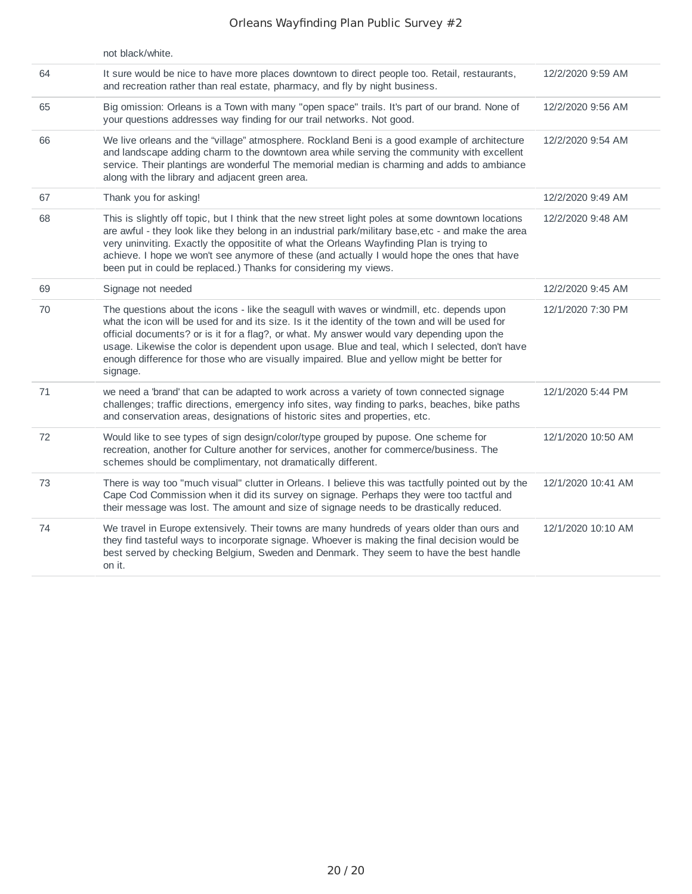| | | |
|---|---|---|
| | not black/white. | |
| 64 | It sure would be nice to have more places downtown to direct people too. Retail, restaurants, and recreation rather than real estate, pharmacy, and fly by night business. | 12/2/2020 9:59 AM |
| 65 | Big omission: Orleans is a Town with many "open space" trails. It's part of our brand. None of your questions addresses way finding for our trail networks. Not good. | 12/2/2020 9:56 AM |
| 66 | We live orleans and the "village" atmosphere. Rockland Beni is a good example of architecture and landscape adding charm to the downtown area while serving the community with excellent service. Their plantings are wonderful The memorial median is charming and adds to ambiance along with the library and adjacent green area. | 12/2/2020 9:54 AM |
| 67 | Thank you for asking! | 12/2/2020 9:49 AM |
| 68 | This is slightly off topic, but I think that the new street light poles at some downtown locations are awful - they look like they belong in an industrial park/military base,etc - and make the area very uninviting. Exactly the oppositite of what the Orleans Wayfinding Plan is trying to achieve. I hope we won't see anymore of these (and actually I would hope the ones that have been put in could be replaced.) Thanks for considering my views. | 12/2/2020 9:48 AM |
| 69 | Signage not needed | 12/2/2020 9:45 AM |
| 70 | The questions about the icons - like the seagull with waves or windmill, etc. depends upon what the icon will be used for and its size. Is it the identity of the town and will be used for official documents? or is it for a flag?, or what. My answer would vary depending upon the usage. Likewise the color is dependent upon usage. Blue and teal, which I selected, don't have enough difference for those who are visually impaired. Blue and yellow might be better for signage. | 12/1/2020 7:30 PM |
| 71 | we need a 'brand' that can be adapted to work across a variety of town connected signage challenges; traffic directions, emergency info sites, way finding to parks, beaches, bike paths and conservation areas, designations of historic sites and properties, etc. | 12/1/2020 5:44 PM |
| 72 | Would like to see types of sign design/color/type grouped by pupose. One scheme for recreation, another for Culture another for services, another for commerce/business. The schemes should be complimentary, not dramatically different. | 12/1/2020 10:50 AM |
| 73 | There is way too "much visual" clutter in Orleans. I believe this was tactfully pointed out by the Cape Cod Commission when it did its survey on signage. Perhaps they were too tactful and their message was lost. The amount and size of signage needs to be drastically reduced. | 12/1/2020 10:41 AM |
| 74 | We travel in Europe extensively. Their towns are many hundreds of years older than ours and they find tasteful ways to incorporate signage. Whoever is making the final decision would be best served by checking Belgium, Sweden and Denmark. They seem to have the best handle on it. | 12/1/2020 10:10 AM |